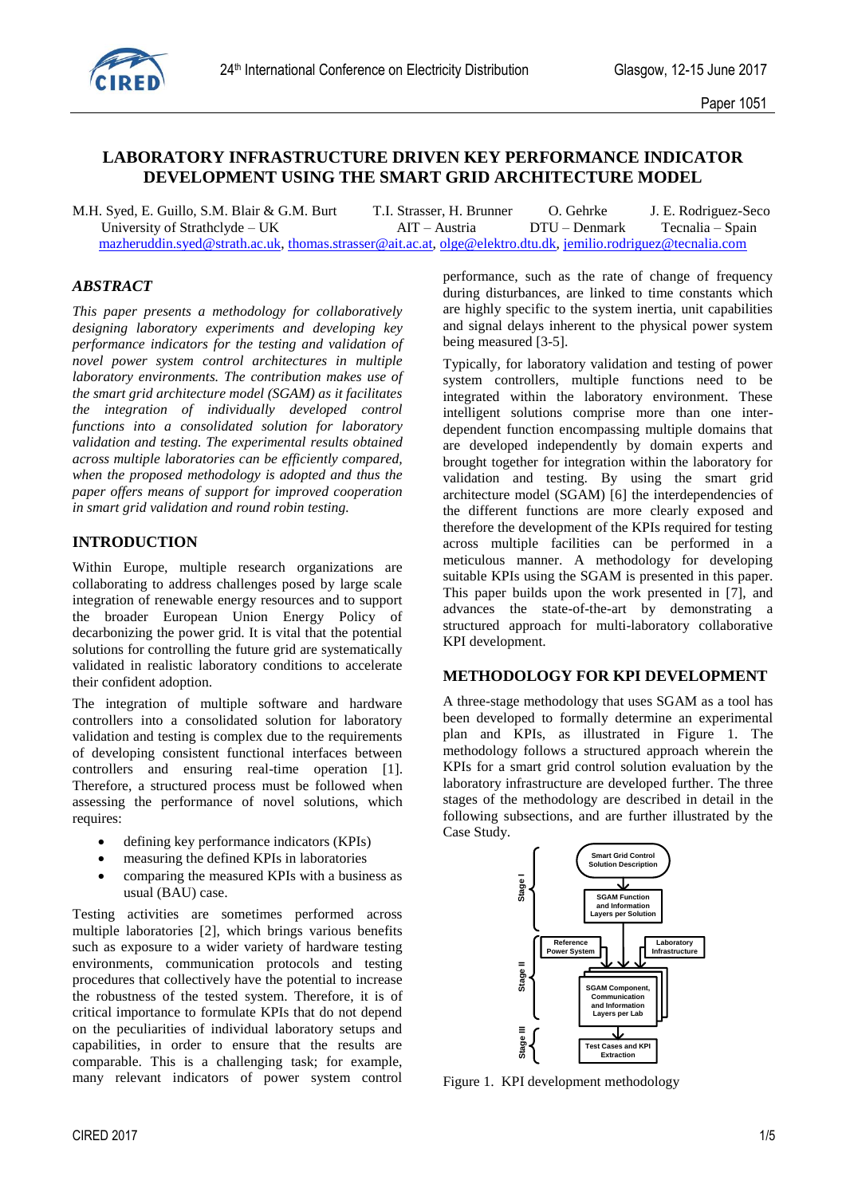# LABORATORY INFRASTRUCTURE DRIVEN KEY PERFORMANCE INDICATOR DEVELOPMENT USING THE SMART GRID ARCHITECTURE MODEL

M.H. Syed, E. Guillo, S.M. Blair & G.M. Burt — University of Strathclyde – UK
T.I. Strasser, H. Brunner — AIT – Austria
O. Gehrke — DTU – Denmark
J. E. Rodriguez-Seco — Tecnalia – Spain

mazheruddin.syed@strath.ac.uk, thomas.strasser@ait.ac.at, olge@elektro.dtu.dk, jemilio.rodriguez@tecnalia.com

## ABSTRACT

*This paper presents a methodology for collaboratively designing laboratory experiments and developing key performance indicators for the testing and validation of novel power system control architectures in multiple laboratory environments. The contribution makes use of the smart grid architecture model (SGAM) as it facilitates the integration of individually developed control functions into a consolidated solution for laboratory validation and testing. The experimental results obtained across multiple laboratories can be efficiently compared, when the proposed methodology is adopted and thus the paper offers means of support for improved cooperation in smart grid validation and round robin testing.*

## INTRODUCTION

Within Europe, multiple research organizations are collaborating to address challenges posed by large scale integration of renewable energy resources and to support the broader European Union Energy Policy of decarbonizing the power grid. It is vital that the potential solutions for controlling the future grid are systematically validated in realistic laboratory conditions to accelerate their confident adoption.

The integration of multiple software and hardware controllers into a consolidated solution for laboratory validation and testing is complex due to the requirements of developing consistent functional interfaces between controllers and ensuring real-time operation [1]. Therefore, a structured process must be followed when assessing the performance of novel solutions, which requires:

- defining key performance indicators (KPIs)
- measuring the defined KPIs in laboratories
- comparing the measured KPIs with a business as usual (BAU) case.

Testing activities are sometimes performed across multiple laboratories [2], which brings various benefits such as exposure to a wider variety of hardware testing environments, communication protocols and testing procedures that collectively have the potential to increase the robustness of the tested system. Therefore, it is of critical importance to formulate KPIs that do not depend on the peculiarities of individual laboratory setups and capabilities, in order to ensure that the results are comparable. This is a challenging task; for example, many relevant indicators of power system control performance, such as the rate of change of frequency during disturbances, are linked to time constants which are highly specific to the system inertia, unit capabilities and signal delays inherent to the physical power system being measured [3-5].

Typically, for laboratory validation and testing of power system controllers, multiple functions need to be integrated within the laboratory environment. These intelligent solutions comprise more than one inter-dependent function encompassing multiple domains that are developed independently by domain experts and brought together for integration within the laboratory for validation and testing. By using the smart grid architecture model (SGAM) [6] the interdependencies of the different functions are more clearly exposed and therefore the development of the KPIs required for testing across multiple facilities can be performed in a meticulous manner. A methodology for developing suitable KPIs using the SGAM is presented in this paper. This paper builds upon the work presented in [7], and advances the state-of-the-art by demonstrating a structured approach for multi-laboratory collaborative KPI development.

## METHODOLOGY FOR KPI DEVELOPMENT

A three-stage methodology that uses SGAM as a tool has been developed to formally determine an experimental plan and KPIs, as illustrated in Figure 1. The methodology follows a structured approach wherein the KPIs for a smart grid control solution evaluation by the laboratory infrastructure are developed further. The three stages of the methodology are described in detail in the following subsections, and are further illustrated by the Case Study.

Stage I: Smart Grid Control Solution Description → SGAM Function and Information Layers per Solution
Stage II: Reference Power System, Laboratory Infrastructure → SGAM Component, Communication and Information Layers per Lab
Stage III: Test Cases and KPI Extraction

Figure 1. KPI development methodology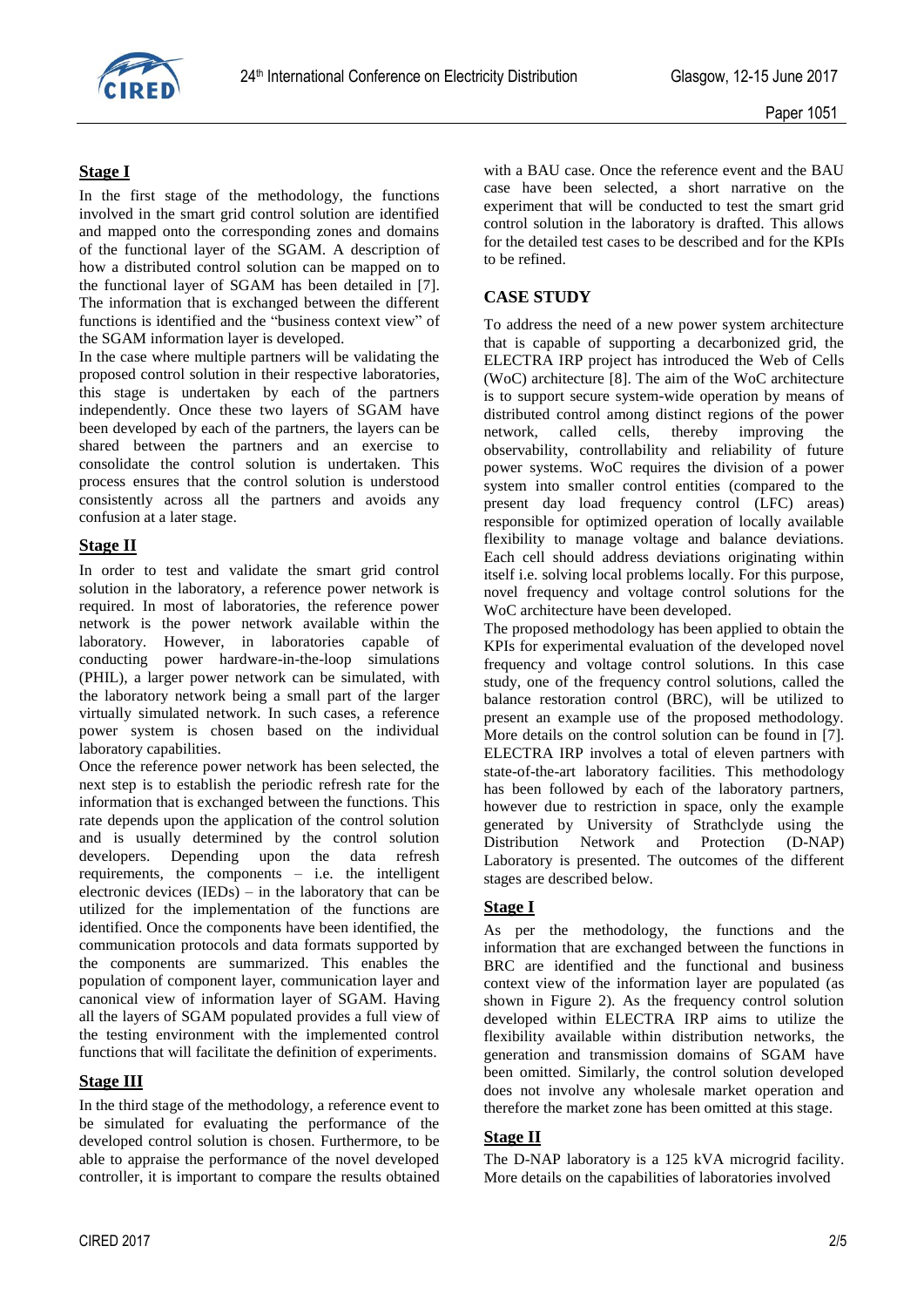### Stage I

In the first stage of the methodology, the functions involved in the smart grid control solution are identified and mapped onto the corresponding zones and domains of the functional layer of the SGAM. A description of how a distributed control solution can be mapped on to the functional layer of SGAM has been detailed in [7]. The information that is exchanged between the different functions is identified and the "business context view" of the SGAM information layer is developed.

In the case where multiple partners will be validating the proposed control solution in their respective laboratories, this stage is undertaken by each of the partners independently. Once these two layers of SGAM have been developed by each of the partners, the layers can be shared between the partners and an exercise to consolidate the control solution is undertaken. This process ensures that the control solution is understood consistently across all the partners and avoids any confusion at a later stage.

### Stage II

In order to test and validate the smart grid control solution in the laboratory, a reference power network is required. In most of laboratories, the reference power network is the power network available within the laboratory. However, in laboratories capable of conducting power hardware-in-the-loop simulations (PHIL), a larger power network can be simulated, with the laboratory network being a small part of the larger virtually simulated network. In such cases, a reference power system is chosen based on the individual laboratory capabilities.

Once the reference power network has been selected, the next step is to establish the periodic refresh rate for the information that is exchanged between the functions. This rate depends upon the application of the control solution and is usually determined by the control solution developers. Depending upon the data refresh requirements, the components – i.e. the intelligent electronic devices (IEDs) – in the laboratory that can be utilized for the implementation of the functions are identified. Once the components have been identified, the communication protocols and data formats supported by the components are summarized. This enables the population of component layer, communication layer and canonical view of information layer of SGAM. Having all the layers of SGAM populated provides a full view of the testing environment with the implemented control functions that will facilitate the definition of experiments.

### Stage III

In the third stage of the methodology, a reference event to be simulated for evaluating the performance of the developed control solution is chosen. Furthermore, to be able to appraise the performance of the novel developed controller, it is important to compare the results obtained with a BAU case. Once the reference event and the BAU case have been selected, a short narrative on the experiment that will be conducted to test the smart grid control solution in the laboratory is drafted. This allows for the detailed test cases to be described and for the KPIs to be refined.

## CASE STUDY

To address the need of a new power system architecture that is capable of supporting a decarbonized grid, the ELECTRA IRP project has introduced the Web of Cells (WoC) architecture [8]. The aim of the WoC architecture is to support secure system-wide operation by means of distributed control among distinct regions of the power network, called cells, thereby improving the observability, controllability and reliability of future power systems. WoC requires the division of a power system into smaller control entities (compared to the present day load frequency control (LFC) areas) responsible for optimized operation of locally available flexibility to manage voltage and balance deviations. Each cell should address deviations originating within itself i.e. solving local problems locally. For this purpose, novel frequency and voltage control solutions for the WoC architecture have been developed.

The proposed methodology has been applied to obtain the KPIs for experimental evaluation of the developed novel frequency and voltage control solutions. In this case study, one of the frequency control solutions, called the balance restoration control (BRC), will be utilized to present an example use of the proposed methodology. More details on the control solution can be found in [7]. ELECTRA IRP involves a total of eleven partners with state-of-the-art laboratory facilities. This methodology has been followed by each of the laboratory partners, however due to restriction in space, only the example generated by University of Strathclyde using the Distribution Network and Protection (D-NAP) Laboratory is presented. The outcomes of the different stages are described below.

### Stage I

As per the methodology, the functions and the information that are exchanged between the functions in BRC are identified and the functional and business context view of the information layer are populated (as shown in Figure 2). As the frequency control solution developed within ELECTRA IRP aims to utilize the flexibility available within distribution networks, the generation and transmission domains of SGAM have been omitted. Similarly, the control solution developed does not involve any wholesale market operation and therefore the market zone has been omitted at this stage.

### Stage II

The D-NAP laboratory is a 125 kVA microgrid facility. More details on the capabilities of laboratories involved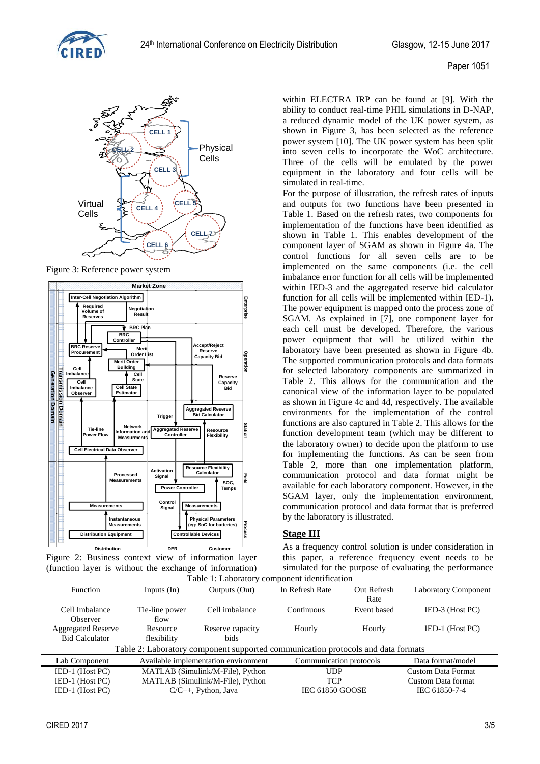Figure 3: Reference power system

Figure 2: Business context view of information layer (function layer is without the exchange of information)

within ELECTRA IRP can be found at [9]. With the ability to conduct real-time PHIL simulations in D-NAP, a reduced dynamic model of the UK power system, as shown in Figure 3, has been selected as the reference power system [10]. The UK power system has been split into seven cells to incorporate the WoC architecture. Three of the cells will be emulated by the power equipment in the laboratory and four cells will be simulated in real-time.

For the purpose of illustration, the refresh rates of inputs and outputs for two functions have been presented in Table 1. Based on the refresh rates, two components for implementation of the functions have been identified as shown in Table 1. This enables development of the component layer of SGAM as shown in Figure 4a. The control functions for all seven cells are to be implemented on the same components (i.e. the cell imbalance error function for all cells will be implemented within IED-3 and the aggregated reserve bid calculator function for all cells will be implemented within IED-1). The power equipment is mapped onto the process zone of SGAM. As explained in [7], one component layer for each cell must be developed. Therefore, the various power equipment that will be utilized within the laboratory have been presented as shown in Figure 4b. The supported communication protocols and data formats for selected laboratory components are summarized in Table 2. This allows for the communication and the canonical view of the information layer to be populated as shown in Figure 4c and 4d, respectively. The available environments for the implementation of the control functions are also captured in Table 2. This allows for the function development team (which may be different to the laboratory owner) to decide upon the platform to use for implementing the functions. As can be seen from Table 2, more than one implementation platform, communication protocol and data format might be available for each laboratory component. However, in the SGAM layer, only the implementation environment, communication protocol and data format that is preferred by the laboratory is illustrated.

## Stage III

As a frequency control solution is under consideration in this paper, a reference frequency event needs to be simulated for the purpose of evaluating the performance

Table 1: Laboratory component identification

| Function | Inputs (In) | Outputs (Out) | In Refresh Rate | Out Refresh Rate | Laboratory Component |
|---|---|---|---|---|---|
| Cell Imbalance Observer | Tie-line power flow | Cell imbalance | Continuous | Event based | IED-3 (Host PC) |
| Aggregated Reserve Bid Calculator | Resource flexibility | Reserve capacity bids | Hourly | Hourly | IED-1 (Host PC) |

Table 2: Laboratory component supported communication protocols and data formats

| Lab Component | Available implementation environment | Communication protocols | Data format/model |
|---|---|---|---|
| IED-1 (Host PC) | MATLAB (Simulink/M-File), Python | UDP | Custom Data Format |
| IED-1 (Host PC) | MATLAB (Simulink/M-File), Python | TCP | Custom Data format |
| IED-1 (Host PC) | C/C++, Python, Java | IEC 61850 GOOSE | IEC 61850-7-4 |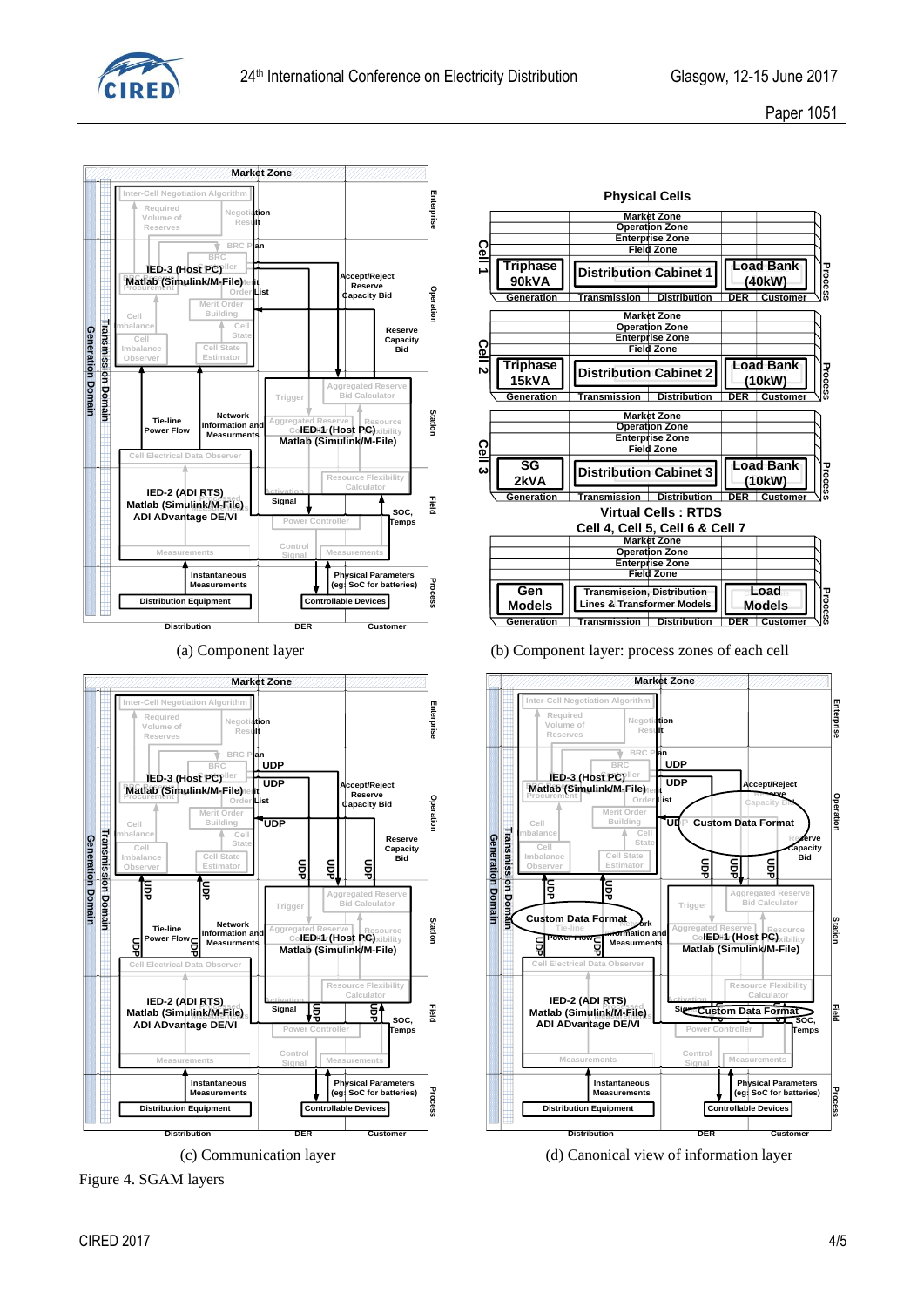(a) Component layer

(b) Component layer: process zones of each cell

(c) Communication layer

(d) Canonical view of information layer

Figure 4. SGAM layers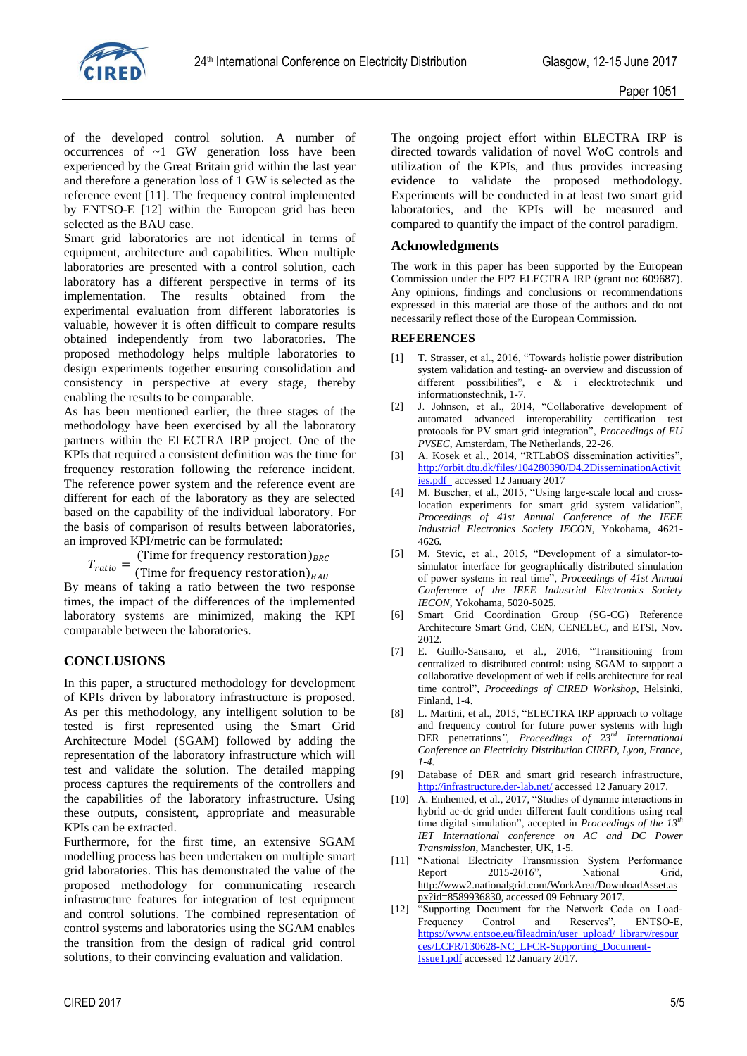of the developed control solution. A number of occurrences of ~1 GW generation loss have been experienced by the Great Britain grid within the last year and therefore a generation loss of 1 GW is selected as the reference event [11]. The frequency control implemented by ENTSO-E [12] within the European grid has been selected as the BAU case.

Smart grid laboratories are not identical in terms of equipment, architecture and capabilities. When multiple laboratories are presented with a control solution, each laboratory has a different perspective in terms of its implementation. The results obtained from the experimental evaluation from different laboratories is valuable, however it is often difficult to compare results obtained independently from two laboratories. The proposed methodology helps multiple laboratories to design experiments together ensuring consolidation and consistency in perspective at every stage, thereby enabling the results to be comparable.

As has been mentioned earlier, the three stages of the methodology have been exercised by all the laboratory partners within the ELECTRA IRP project. One of the KPIs that required a consistent definition was the time for frequency restoration following the reference incident. The reference power system and the reference event are different for each of the laboratory as they are selected based on the capability of the individual laboratory. For the basis of comparison of results between laboratories, an improved KPI/metric can be formulated:

$$T_{ratio} = \frac{(\text{Time for frequency restoration})_{BRC}}{(\text{Time for frequency restoration})_{BAU}}$$

By means of taking a ratio between the two response times, the impact of the differences of the implemented laboratory systems are minimized, making the KPI comparable between the laboratories.

## CONCLUSIONS

In this paper, a structured methodology for development of KPIs driven by laboratory infrastructure is proposed. As per this methodology, any intelligent solution to be tested is first represented using the Smart Grid Architecture Model (SGAM) followed by adding the representation of the laboratory infrastructure which will test and validate the solution. The detailed mapping process captures the requirements of the controllers and the capabilities of the laboratory infrastructure. Using these outputs, consistent, appropriate and measurable KPIs can be extracted.

Furthermore, for the first time, an extensive SGAM modelling process has been undertaken on multiple smart grid laboratories. This has demonstrated the value of the proposed methodology for communicating research infrastructure features for integration of test equipment and control solutions. The combined representation of control systems and laboratories using the SGAM enables the transition from the design of radical grid control solutions, to their convincing evaluation and validation.

The ongoing project effort within ELECTRA IRP is directed towards validation of novel WoC controls and utilization of the KPIs, and thus provides increasing evidence to validate the proposed methodology. Experiments will be conducted in at least two smart grid laboratories, and the KPIs will be measured and compared to quantify the impact of the control paradigm.

## Acknowledgments

The work in this paper has been supported by the European Commission under the FP7 ELECTRA IRP (grant no: 609687). Any opinions, findings and conclusions or recommendations expressed in this material are those of the authors and do not necessarily reflect those of the European Commission.

## REFERENCES

[1] T. Strasser, et al., 2016, "Towards holistic power distribution system validation and testing- an overview and discussion of different possibilities", e & i elecktrotechnik und informationstechnik, 1-7.

[2] J. Johnson, et al., 2014, "Collaborative development of automated advanced interoperability certification test protocols for PV smart grid integration", *Proceedings of EU PVSEC*, Amsterdam, The Netherlands, 22-26.

[3] A. Kosek et al., 2014, "RTLabOS dissemination activities", http://orbit.dtu.dk/files/104280390/D4.2DisseminationActivities.pdf accessed 12 January 2017

[4] M. Buscher, et al., 2015, "Using large-scale local and cross-location experiments for smart grid system validation", *Proceedings of 41st Annual Conference of the IEEE Industrial Electronics Society IECON*, Yokohama, 4621-4626.

[5] M. Stevic, et al., 2015, "Development of a simulator-to-simulator interface for geographically distributed simulation of power systems in real time", *Proceedings of 41st Annual Conference of the IEEE Industrial Electronics Society IECON*, Yokohama, 5020-5025.

[6] Smart Grid Coordination Group (SG-CG) Reference Architecture Smart Grid, CEN, CENELEC, and ETSI, Nov. 2012.

[7] E. Guillo-Sansano, et al., 2016, "Transitioning from centralized to distributed control: using SGAM to support a collaborative development of web if cells architecture for real time control", *Proceedings of CIRED Workshop*, Helsinki, Finland, 1-4.

[8] L. Martini, et al., 2015, "ELECTRA IRP approach to voltage and frequency control for future power systems with high DER penetrations", *Proceedings of 23rd International Conference on Electricity Distribution CIRED, Lyon, France, 1-4.*

[9] Database of DER and smart grid research infrastructure, http://infrastructure.der-lab.net/ accessed 12 January 2017.

[10] A. Emhemed, et al., 2017, "Studies of dynamic interactions in hybrid ac-dc grid under different fault conditions using real time digital simulation", accepted in *Proceedings of the 13th IET International conference on AC and DC Power Transmission*, Manchester, UK, 1-5.

[11] "National Electricity Transmission System Performance Report 2015-2016", National Grid, http://www2.nationalgrid.com/WorkArea/DownloadAsset.aspx?id=8589936830, accessed 09 February 2017.

[12] "Supporting Document for the Network Code on Load-Frequency Control and Reserves", ENTSO-E, https://www.entsoe.eu/fileadmin/user_upload/_library/resources/LCFR/130628-NC_LFCR-Supporting_Document-Issue1.pdf accessed 12 January 2017.